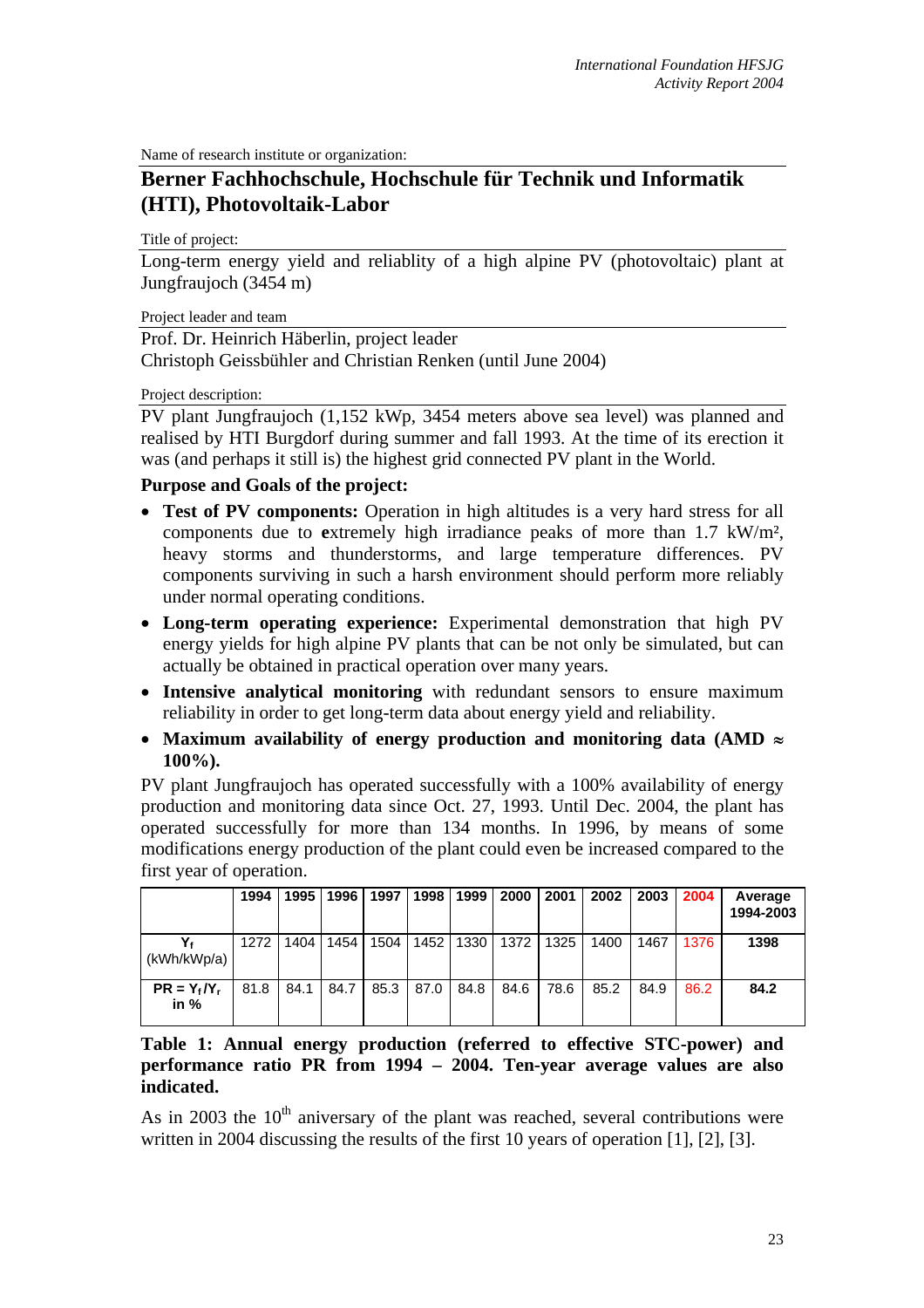Name of research institute or organization:

## Berner Fachhochschule, Hochschule für Technik und Informatik (HTI), Photovoltaik-Labor

Title of project:

Long-term energy yield and reliablity of a high alpine PV (photovoltaic) plant at Jungfraujoch (3454 m)

Project leader and team

Prof. Dr. Heinrich Häberlin, project leader
Christoph Geissbühler and Christian Renken (until June 2004)

Project description:

PV plant Jungfraujoch (1,152 kWp, 3454 meters above sea level) was planned and realised by HTI Burgdorf during summer and fall 1993. At the time of its erection it was (and perhaps it still is) the highest grid connected PV plant in the World.

**Purpose and Goals of the project:**

- **Test of PV components:** Operation in high altitudes is a very hard stress for all components due to **e**xtremely high irradiance peaks of more than 1.7 kW/m², heavy storms and thunderstorms, and large temperature differences. PV components surviving in such a harsh environment should perform more reliably under normal operating conditions.
- **Long-term operating experience:** Experimental demonstration that high PV energy yields for high alpine PV plants that can be not only be simulated, but can actually be obtained in practical operation over many years.
- **Intensive analytical monitoring** with redundant sensors to ensure maximum reliability in order to get long-term data about energy yield and reliability.
- **Maximum availability of energy production and monitoring data (AMD ≈ 100%).**

PV plant Jungfraujoch has operated successfully with a 100% availability of energy production and monitoring data since Oct. 27, 1993. Until Dec. 2004, the plant has operated successfully for more than 134 months. In 1996, by means of some modifications energy production of the plant could even be increased compared to the first year of operation.

| | 1994 | 1995 | 1996 | 1997 | 1998 | 1999 | 2000 | 2001 | 2002 | 2003 | 2004 | Average 1994-2003 |
|---|---|---|---|---|---|---|---|---|---|---|---|---|
| $Y_f$ (kWh/kWp/a) | 1272 | 1404 | 1454 | 1504 | 1452 | 1330 | 1372 | 1325 | 1400 | 1467 | 1376 | **1398** |
| **$PR = Y_f / Y_r$ in %** | 81.8 | 84.1 | 84.7 | 85.3 | 87.0 | 84.8 | 84.6 | 78.6 | 85.2 | 84.9 | 86.2 | **84.2** |

**Table 1: Annual energy production (referred to effective STC-power) and performance ratio PR from 1994 – 2004. Ten-year average values are also indicated.**

As in 2003 the 10th aniversary of the plant was reached, several contributions were written in 2004 discussing the results of the first 10 years of operation [1], [2], [3].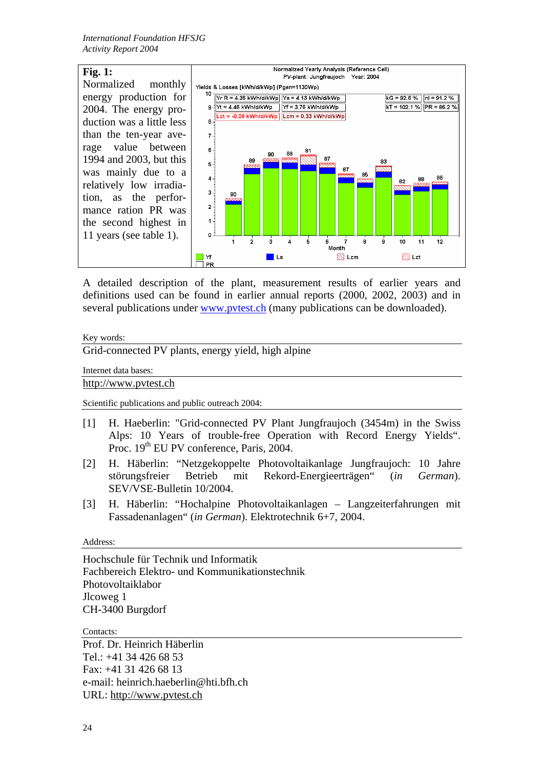**Fig. 1:** Normalized monthly energy production for 2004. The energy production was a little less than the ten-year average value between 1994 and 2003, but this was mainly due to a relatively low irradiation, as the performance ration PR was the second highest in 11 years (see table 1).

Normalized Yearly Analysis (Reference Cell)
PV-plant: Jungfraujoch Year: 2004

Yields & Losses [kWh/d/kWp] (Pgen=1130Wp)

Yr R = 4.36 kWh/d/kWp
Ya = 4.13 kWh/d/kWp
kG = 92.6 %
nI = 91.2 %
Yt = 4.46 kWh/d/kWp
Yf = 3.76 kWh/d/kWp
kT = 102.1 %
PR = 86.2 %
Lct = -0.09 kWh/d/kWp
Lcm = 0.33 kWh/d/kWp

90 89 90 88 81 87 87 85 83 82 88 86

0 1 2 3 4 5 6 7 8 9 10

1 2 3 4 5 6 7 8 9 10 11 12

Month

Yf
Ls
Lcm
Lct
PR

A detailed description of the plant, measurement results of earlier years and definitions used can be found in earlier annual reports (2000, 2002, 2003) and in several publications under www.pvtest.ch (many publications can be downloaded).

Key words:

Grid-connected PV plants, energy yield, high alpine

Internet data bases:

http://www.pvtest.ch

Scientific publications and public outreach 2004:

[1] H. Haeberlin: "Grid-connected PV Plant Jungfraujoch (3454m) in the Swiss Alps: 10 Years of trouble-free Operation with Record Energy Yields". Proc. 19th EU PV conference, Paris, 2004.

[2] H. Häberlin: "Netzgekoppelte Photovoltaikanlage Jungfraujoch: 10 Jahre störungsfreier Betrieb mit Rekord-Energieerträgen" (*in German*). SEV/VSE-Bulletin 10/2004.

[3] H. Häberlin: "Hochalpine Photovoltaikanlagen – Langzeiterfahrungen mit Fassadenanlagen" (*in German*). Elektrotechnik 6+7, 2004.

Address:

Hochschule für Technik und Informatik
Fachbereich Elektro- und Kommunikationstechnik
Photovoltaiklabor
Jlcoweg 1
CH-3400 Burgdorf

Contacts:

Prof. Dr. Heinrich Häberlin
Tel.: +41 34 426 68 53
Fax: +41 31 426 68 13
e-mail: heinrich.haeberlin@hti.bfh.ch
URL: http://www.pvtest.ch